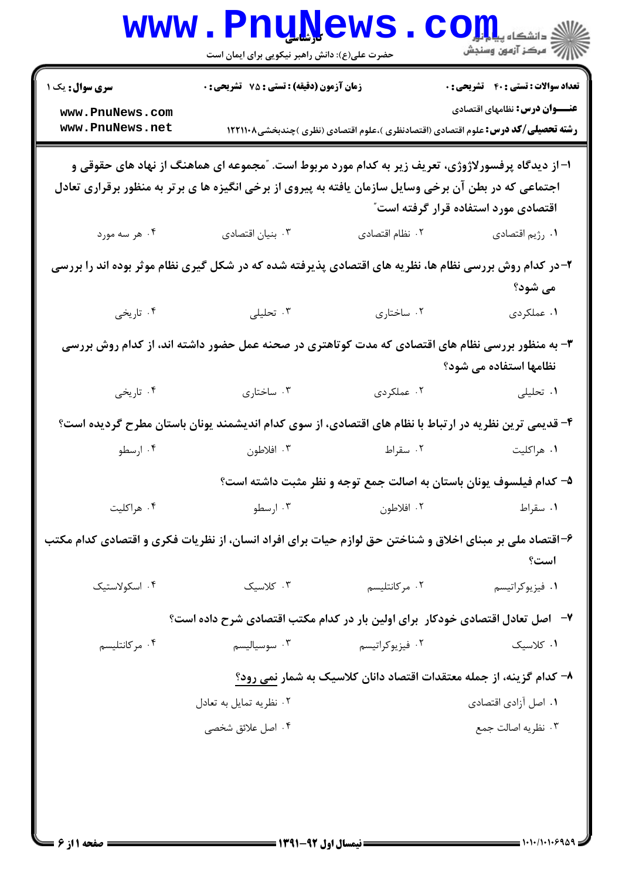**سری سوال:** یک ۱

**زمان آزمون (دقیقه) : تستی : ۷۵ تشریحی : ۰**

**تعداد سوالات : تستی : ۴۰ تشریحی : ۰**

**عنـــوان درس:** نظامهای اقتصادی

**رشته تحصیلی/کد درس:** علوم اقتصادی (اقتصادنظری )،علوم اقتصادی (نظری )چندبخشی۱۲۲۱۱۰۸

**۱-** از دیدگاه پرفسورلاژوژی، تعریف زیر به کدام مورد مربوط است. "مجموعه ای هماهنگ از نهاد های حقوقی و اجتماعی که در بطن آن برخی وسایل سازمان یافته به پیروی از برخی انگیزه ها ی برتر به منظور برقراری تعادل اقتصادی مورد استفاده قرار گرفته است"

۱. رژیم اقتصادی
۲. نظام اقتصادی
۳. بنیان اقتصادی
۴. هر سه مورد

**۲-** در کدام روش بررسی نظام ها، نظریه های اقتصادی پذیرفته شده که در شکل گیری نظام موثر بوده اند را بررسی می شود؟

۱. عملکردی
۲. ساختاری
۳. تحلیلی
۴. تاریخی

**۳-** به منظور بررسی نظام های اقتصادی که مدت کوتاهتری در صحنه عمل حضور داشته اند، از کدام روش بررسی نظامها استفاده می شود؟

۱. تحلیلی
۲. عملکردی
۳. ساختاری
۴. تاریخی

**۴-** قدیمی ترین نظریه در ارتباط با نظام های اقتصادی، از سوی کدام اندیشمند یونان باستان مطرح گردیده است؟

۱. هراکلیت
۲. سقراط
۳. افلاطون
۴. ارسطو

**۵-** کدام فیلسوف یونان باستان به اصالت جمع توجه و نظر مثبت داشته است؟

۱. سقراط
۲. افلاطون
۳. ارسطو
۴. هراکلیت

**۶-** اقتصاد ملی بر مبنای اخلاق و شناختن حق لوازم حیات برای افراد انسان، از نظریات فکری و اقتصادی کدام مکتب است؟

۱. فیزیوکراتیسم
۲. مرکانتلیسم
۳. کلاسیک
۴. اسکولاستیک

**۷-** اصل تعادل اقتصادی خودکار برای اولین بار در کدام مکتب اقتصادی شرح داده است؟

۱. کلاسیک
۲. فیزیوکراتیسم
۳. سوسیالیسم
۴. مرکانتلیسم

**۸-** کدام گزینه، از جمله معتقدات اقتصاد دانان کلاسیک به شمار نمی رود؟

۱. اصل آزادی اقتصادی
۲. نظریه تمایل به تعادل
۳. نظریه اصالت جمع
۴. اصل علائق شخصی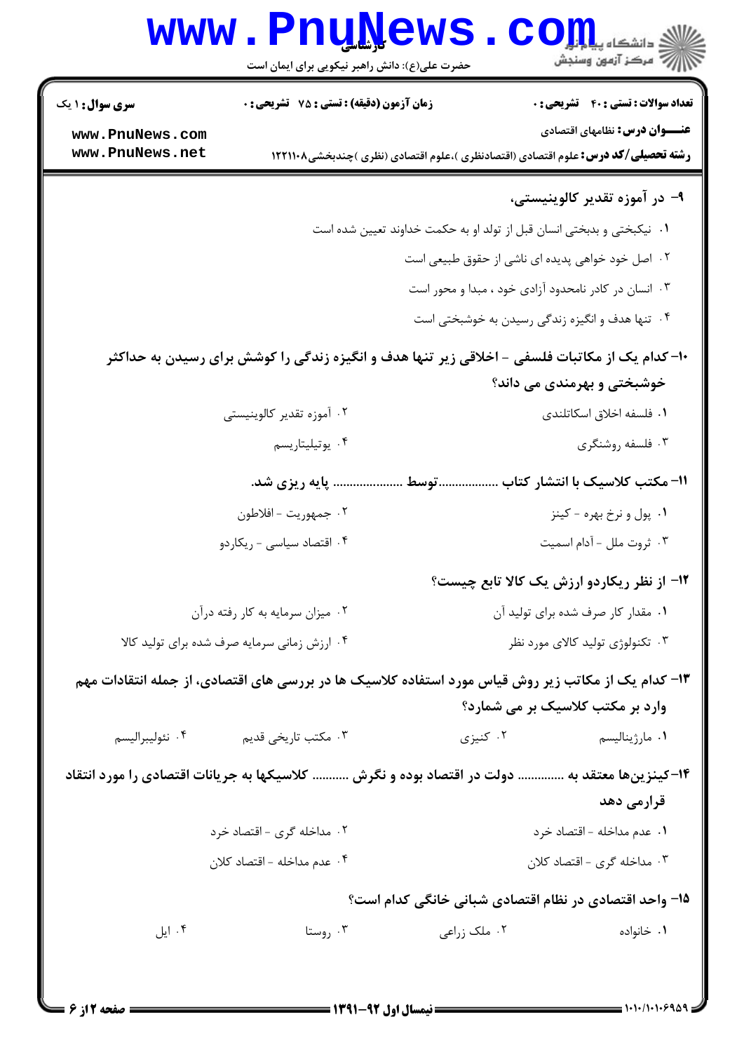۹- در آموزه تقدیر کالوینیستی،

۱. نیکبختی و بدبختی انسان قبل از تولد او به حکمت خداوند تعیین شده است

۲. اصل خود خواهی پدیده ای ناشی از حقوق طبیعی است

۳. انسان در کادر نامحدود آزادی خود ، مبدا و محور است

۴. تنها هدف و انگیزه زندگی رسیدن به خوشبختی است

۱۰- کدام یک از مکاتبات فلسفی - اخلاقی زیر تنها هدف و انگیزه زندگی را کوشش برای رسیدن به حداکثر خوشبختی و بهرمندی می داند؟

۱. فلسفه اخلاق اسکاتلندی

۲. آموزه تقدیر کالوینیستی

۳. فلسفه روشنگری

۴. یوتیلیتاریسم

۱۱- مکتب کلاسیک با انتشار کتاب ..................توسط .................... پایه ریزی شد.

۱. پول و نرخ بهره - کینز

۲. جمهوریت - افلاطون

۳. ثروت ملل - آدام اسمیت

۴. اقتصاد سیاسی - ریکاردو

۱۲- از نظر ریکاردو ارزش یک کالا تابع چیست؟

۱. مقدار کار صرف شده برای تولید آن

۲. میزان سرمایه به کار رفته درآن

۳. تکنولوژی تولید کالای مورد نظر

۴. ارزش زمانی سرمایه صرف شده برای تولید کالا

۱۳- کدام یک از مکاتب زیر روش قیاس مورد استفاده کلاسیک ها در بررسی های اقتصادی، از جمله انتقادات مهم وارد بر مکتب کلاسیک بر می شمارد؟

۱. مارژینالیسم

۲. کنیزی

۳. مکتب تاریخی قدیم

۴. نئولیبرالیسم

۱۴- کینزین‌ها معتقد به .............. دولت در اقتصاد بوده و نگرش ........... کلاسیکها به جریانات اقتصادی را مورد انتقاد قرارمی دهد

۱. عدم مداخله - اقتصاد خرد

۲. مداخله گری - اقتصاد خرد

۳. مداخله گری - اقتصاد کلان

۴. عدم مداخله - اقتصاد کلان

۱۵- واحد اقتصادی در نظام اقتصادی شبانی خانگی کدام است؟

۱. خانواده

۲. ملک زراعی

۳. روستا

۴. ایل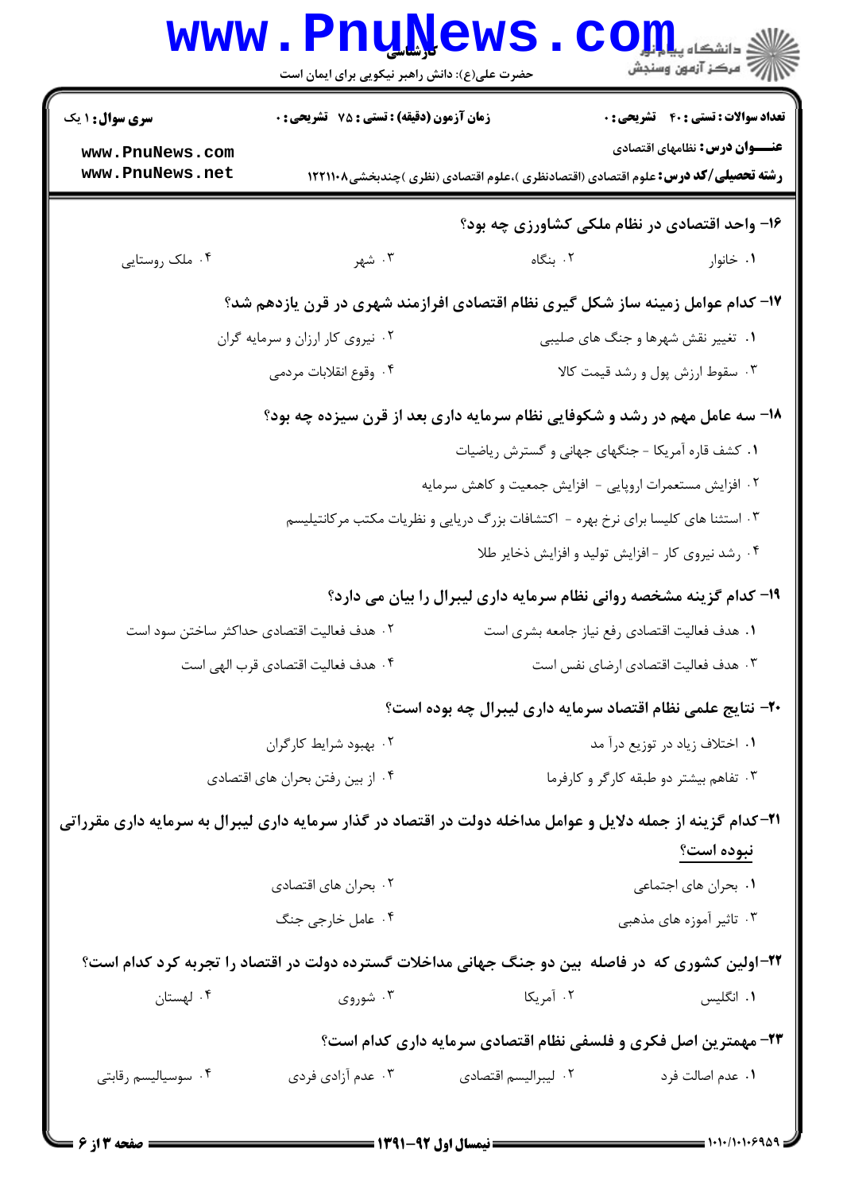۱۶- واحد اقتصادی در نظام ملکی کشاورزی چه بود؟

۱. خانوار
۲. بنگاه
۳. شهر
۴. ملک روستایی

۱۷- کدام عوامل زمینه ساز شکل گیری نظام اقتصادی افرازمند شهری در قرن یازدهم شد؟

۱. تغییر نقش شهرها و جنگ های صلیبی
۲. نیروی کار ارزان و سرمایه گران
۳. سقوط ارزش پول و رشد قیمت کالا
۴. وقوع انقلابات مردمی

۱۸- سه عامل مهم در رشد و شکوفایی نظام سرمایه داری بعد از قرن سیزده چه بود؟

۱. کشف قاره آمریکا - جنگهای جهانی و گسترش ریاضیات
۲. افزایش مستعمرات اروپایی - افزایش جمعیت و کاهش سرمایه
۳. استثنا های کلیسا برای نرخ بهره - اکتشافات بزرگ دریایی و نظریات مکتب مرکانتیلیسم
۴. رشد نیروی کار - افزایش تولید و افزایش ذخایر طلا

۱۹- کدام گزینه مشخصه روانی نظام سرمایه داری لیبرال را بیان می دارد؟

۱. هدف فعالیت اقتصادی رفع نیاز جامعه بشری است
۲. هدف فعالیت اقتصادی حداکثر ساختن سود است
۳. هدف فعالیت اقتصادی ارضای نفس است
۴. هدف فعالیت اقتصادی قرب الهی است

۲۰- نتایج علمی نظام اقتصاد سرمایه داری لیبرال چه بوده است؟

۱. اختلاف زیاد در توزیع درآ مد
۲. بهبود شرایط کارگران
۳. تفاهم بیشتر دو طبقه کارگر و کارفرما
۴. از بین رفتن بحران های اقتصادی

۲۱-کدام گزینه از جمله دلایل و عوامل مداخله دولت در اقتصاد در گذار سرمایه داری لیبرال به سرمایه داری مقرراتی نبوده است؟

۱. بحران های اجتماعی
۲. بحران های اقتصادی
۳. تاثیر آموزه های مذهبی
۴. عامل خارجی جنگ

۲۲-اولین کشوری که در فاصله بین دو جنگ جهانی مداخلات گسترده دولت در اقتصاد را تجربه کرد کدام است؟

۱. انگلیس
۲. آمریکا
۳. شوروی
۴. لهستان

۲۳- مهمترین اصل فکری و فلسفی نظام اقتصادی سرمایه داری کدام است؟

۱. عدم اصالت فرد
۲. لیبرالیسم اقتصادی
۳. عدم آزادی فردی
۴. سوسیالیسم رقابتی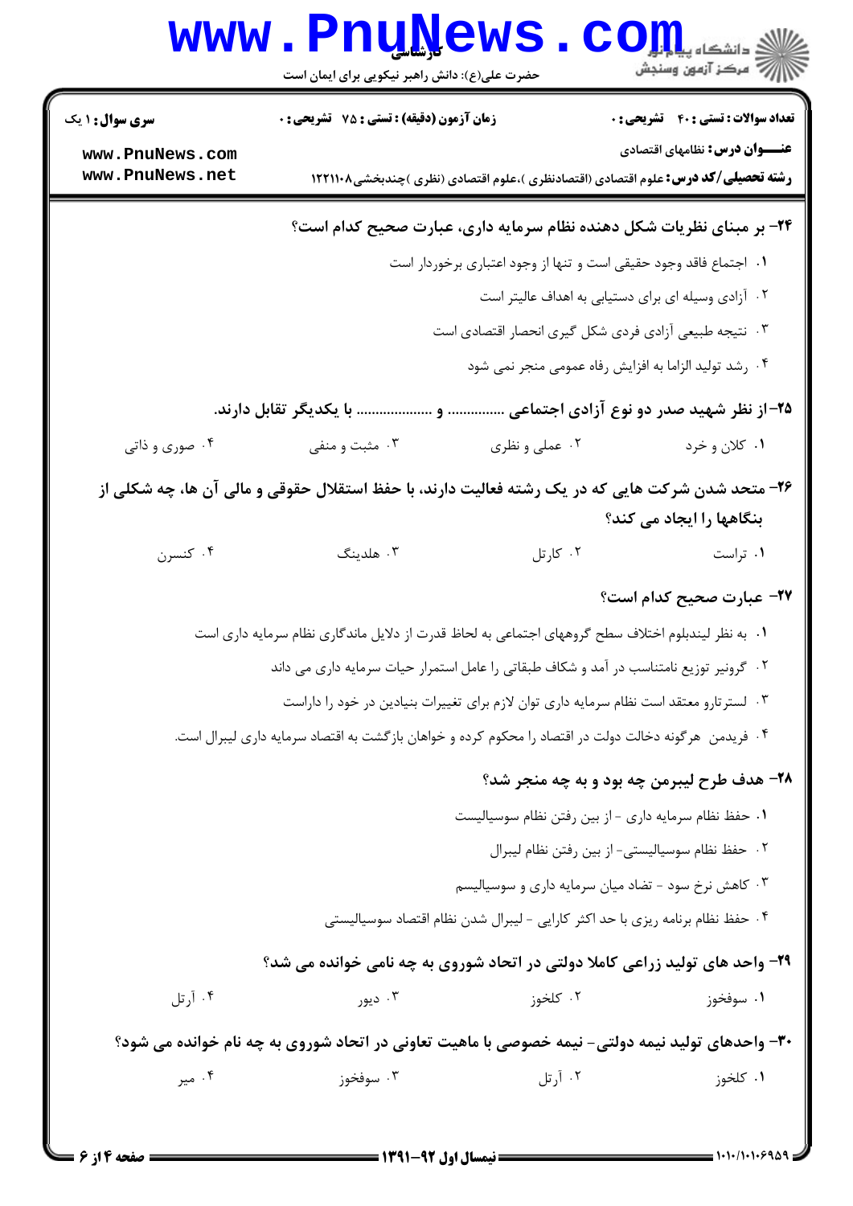۲۴- بر مبنای نظریات شکل دهنده نظام سرمایه داری، عبارت صحیح کدام است؟

۱. اجتماع فاقد وجود حقیقی است و تنها از وجود اعتباری برخوردار است

۲. آزادی وسیله ای برای دستیابی به اهداف عالیتر است

۳. نتیجه طبیعی آزادی فردی شکل گیری انحصار اقتصادی است

۴. رشد تولید الزاما به افزایش رفاه عمومی منجر نمی شود

۲۵-از نظر شهید صدر دو نوع آزادی اجتماعی ............... و .................... با یکدیگر تقابل دارند.

۱. کلان و خرد

۲. عملی و نظری

۳. مثبت و منفی

۴. صوری و ذاتی

۲۶- متحد شدن شرکت هایی که در یک رشته فعالیت دارند، با حفظ استقلال حقوقی و مالی آن ها، چه شکلی از بنگاهها را ایجاد می کند؟

۱. تراست

۲. کارتل

۳. هلدینگ

۴. کنسرن

۲۷- عبارت صحیح کدام است؟

۱. به نظر لیندبلوم اختلاف سطح گروههای اجتماعی به لحاظ قدرت از دلایل ماندگاری نظام سرمایه داری است

۲. گرونیر توزیع نامتناسب در آمد و شکاف طبقاتی را عامل استمرار حیات سرمایه داری می داند

۳. لسترتارو معتقد است نظام سرمایه داری توان لازم برای تغییرات بنیادین در خود را داراست

۴. فریدمن هرگونه دخالت دولت در اقتصاد را محکوم کرده و خواهان بازگشت به اقتصاد سرمایه داری لیبرال است.

۲۸- هدف طرح لیبرمن چه بود و به چه منجر شد؟

۱. حفظ نظام سرمایه داری - از بین رفتن نظام سوسیالیست

۲. حفظ نظام سوسیالیستی- از بین رفتن نظام لیبرال

۳. کاهش نرخ سود - تضاد میان سرمایه داری و سوسیالیسم

۴. حفظ نظام برنامه ریزی با حد اکثر کارایی - لیبرال شدن نظام اقتصاد سوسیالیستی

۲۹- واحد های تولید زراعی کاملا دولتی در اتحاد شوروی به چه نامی خوانده می شد؟

۱. سوفخوز

۲. کلخوز

۳. دیور

۴. آرتل

۳۰- واحدهای تولید نیمه دولتی- نیمه خصوصی با ماهیت تعاونی در اتحاد شوروی به چه نام خوانده می شود؟

۱. کلخوز

۲. آرتل

۳. سوفخوز

۴. میر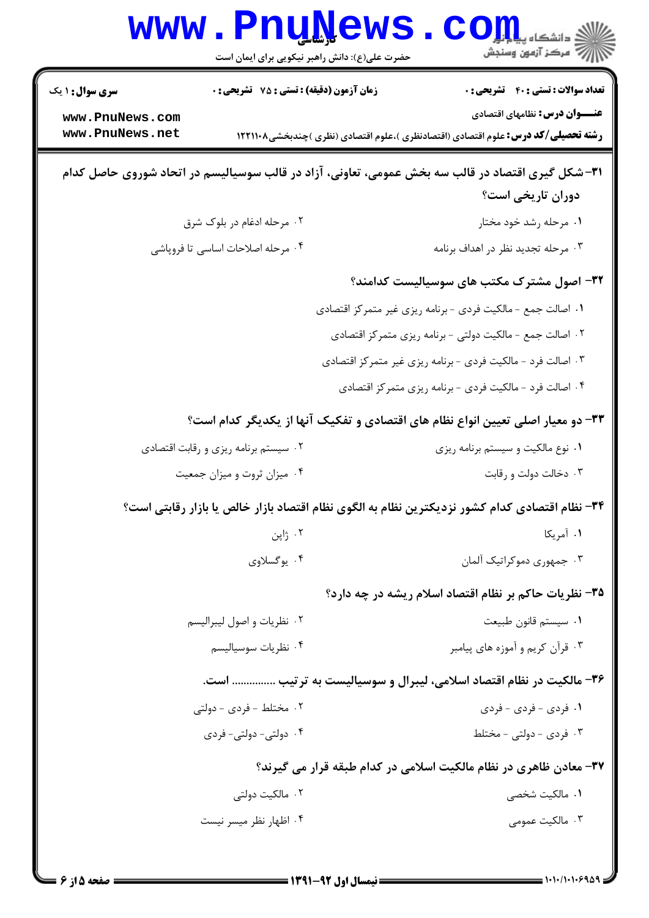**۳۱- شکل گیری اقتصاد در قالب سه بخش عمومی، تعاونی، آزاد در قالب سوسیالیسم در اتحاد شوروی حاصل کدام دوران تاریخی است؟**

۱. مرحله رشد خود مختار

۲. مرحله ادغام در بلوک شرق

۳. مرحله تجدید نظر در اهداف برنامه

۴. مرحله اصلاحات اساسی تا فروپاشی

**۳۲- اصول مشترک مکتب های سوسیالیست کدامند؟**

۱. اصالت جمع - مالکیت فردی - برنامه ریزی غیر متمرکز اقتصادی

۲. اصالت جمع - مالکیت دولتی - برنامه ریزی متمرکز اقتصادی

۳. اصالت فرد - مالکیت فردی - برنامه ریزی غیر متمرکز اقتصادی

۴. اصالت فرد - مالکیت فردی - برنامه ریزی متمرکز اقتصادی

**۳۳- دو معیار اصلی تعیین انواع نظام های اقتصادی و تفکیک آنها از یکدیگر کدام است؟**

۱. نوع مالکیت و سیستم برنامه ریزی

۲. سیستم برنامه ریزی و رقابت اقتصادی

۳. دخالت دولت و رقابت

۴. میزان ثروت و میزان جمعیت

**۳۴- نظام اقتصادی کدام کشور نزدیکترین نظام به الگوی نظام اقتصاد بازار خالص یا بازار رقابتی است؟**

۱. آمریکا

۲. ژاپن

۳. جمهوری دموکراتیک آلمان

۴. یوگسلاوی

**۳۵- نظریات حاکم بر نظام اقتصاد اسلام ریشه در چه دارد؟**

۱. سیستم قانون طبیعت

۲. نظریات و اصول لیبرالیسم

۳. قرآن کریم و آموزه های پیامبر

۴. نظریات سوسیالیسم

**۳۶- مالکیت در نظام اقتصاد اسلامی، لیبرال و سوسیالیست به ترتیب .............. است.**

۱. فردی - فردی - فردی

۲. مختلط - فردی - دولتی

۳. فردی - دولتی - مختلط

۴. دولتی- دولتی- فردی

**۳۷- معادن ظاهری در نظام مالکیت اسلامی در کدام طبقه قرار می گیرند؟**

۱. مالکیت شخصی

۲. مالکیت دولتی

۳. مالکیت عمومی

۴. اظهار نظر میسر نیست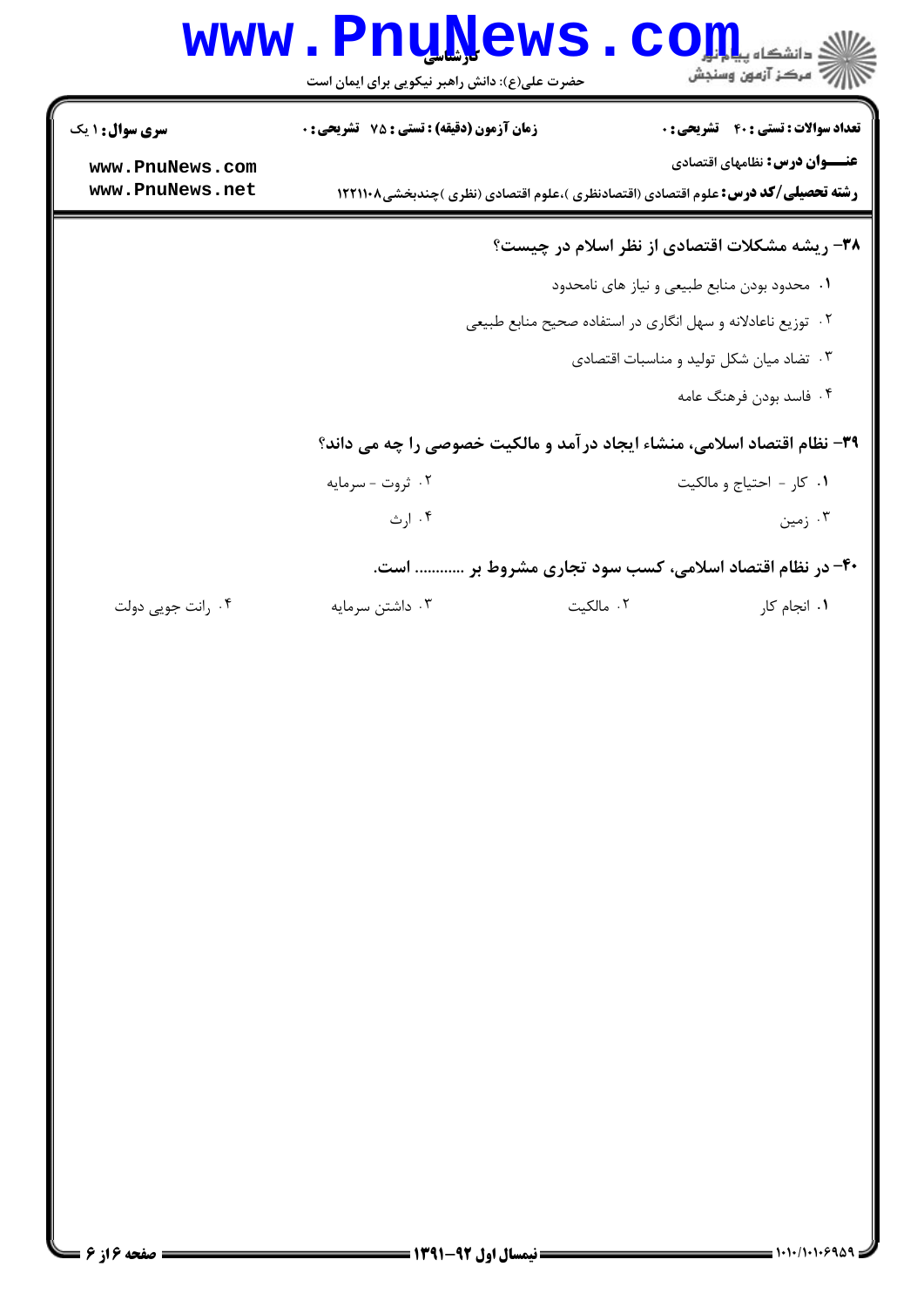**۳۸- ریشه مشکلات اقتصادی از نظر اسلام در چیست؟**

۱. محدود بودن منابع طبیعی و نیاز های نامحدود

۲. توزیع ناعادلانه و سهل انگاری در استفاده صحیح منابع طبیعی

۳. تضاد میان شکل تولید و مناسبات اقتصادی

۴. فاسد بودن فرهنگ عامه

**۳۹- نظام اقتصاد اسلامی، منشاء ایجاد درآمد و مالکیت خصوصی را چه می داند؟**

۱. کار - احتیاج و مالکیت

۲. ثروت - سرمایه

۳. زمین

۴. ارث

**۴۰- در نظام اقتصاد اسلامی، کسب سود تجاری مشروط بر ............ است.**

۱. انجام کار

۲. مالکیت

۳. داشتن سرمایه

۴. رانت جویی دولت